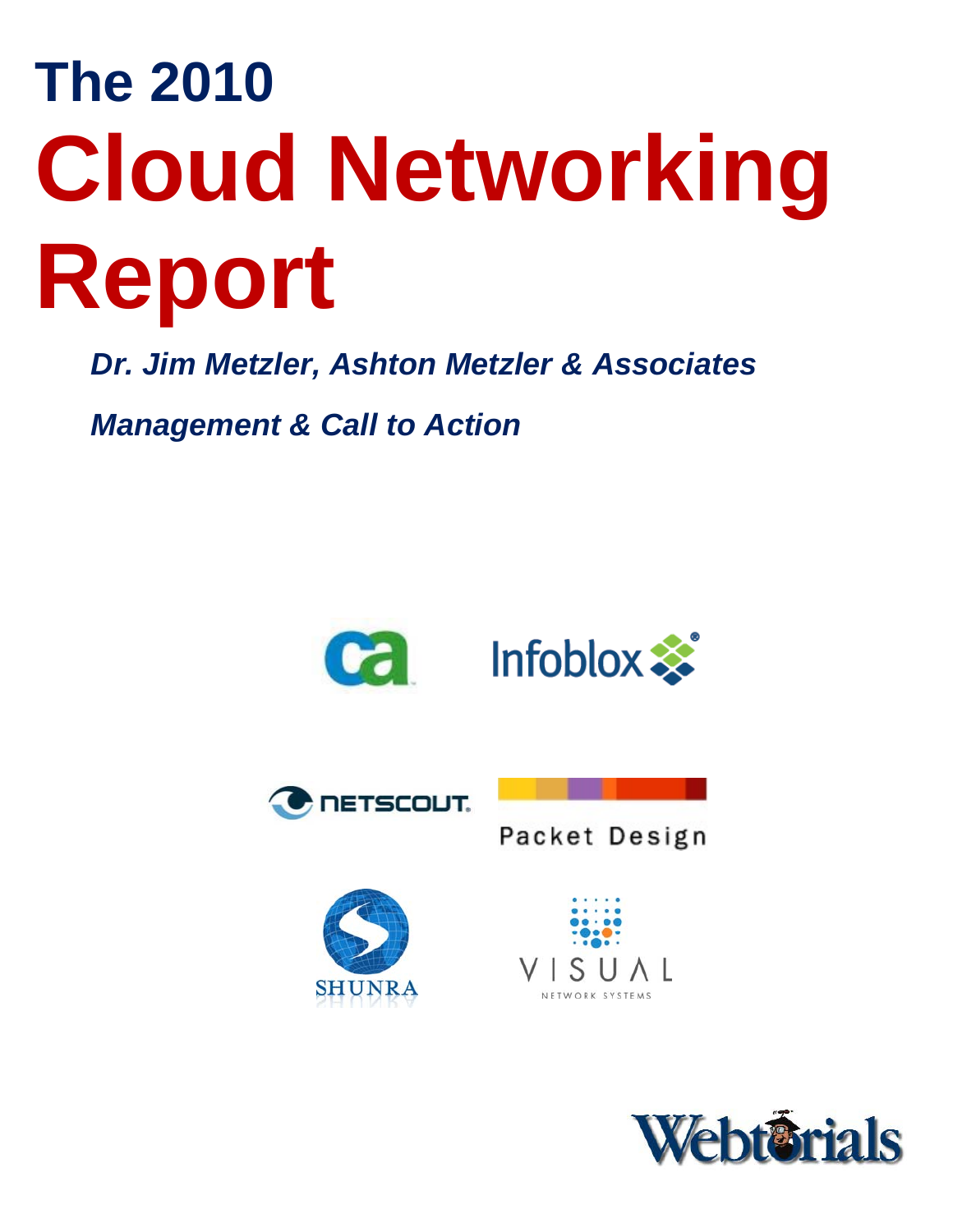# The 2010

# Cloud Networking Report

***Dr. Jim Metzler, Ashton Metzler & Associates***

***Management & Call to Action***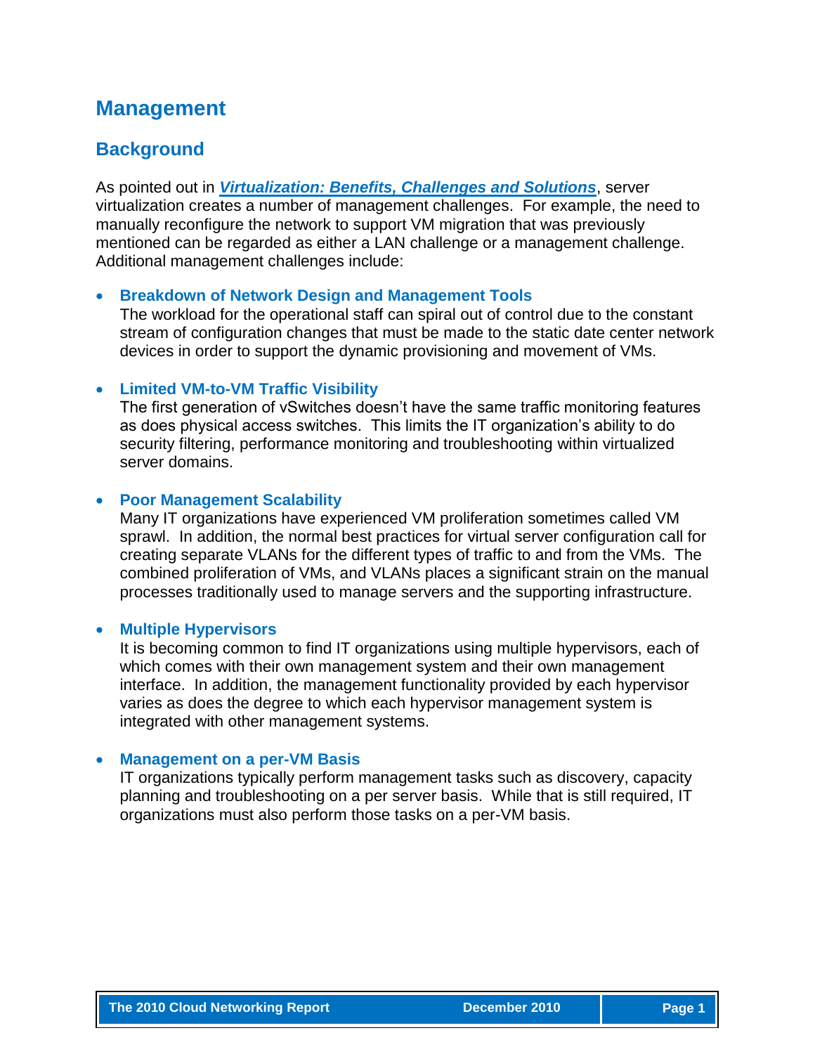# Management

## Background

As pointed out in ***[Virtualization: Benefits, Challenges and Solutions](#)***, server virtualization creates a number of management challenges. For example, the need to manually reconfigure the network to support VM migration that was previously mentioned can be regarded as either a LAN challenge or a management challenge. Additional management challenges include:

- **Breakdown of Network Design and Management Tools**
  The workload for the operational staff can spiral out of control due to the constant stream of configuration changes that must be made to the static date center network devices in order to support the dynamic provisioning and movement of VMs.

- **Limited VM-to-VM Traffic Visibility**
  The first generation of vSwitches doesn't have the same traffic monitoring features as does physical access switches. This limits the IT organization's ability to do security filtering, performance monitoring and troubleshooting within virtualized server domains.

- **Poor Management Scalability**
  Many IT organizations have experienced VM proliferation sometimes called VM sprawl. In addition, the normal best practices for virtual server configuration call for creating separate VLANs for the different types of traffic to and from the VMs. The combined proliferation of VMs, and VLANs places a significant strain on the manual processes traditionally used to manage servers and the supporting infrastructure.

- **Multiple Hypervisors**
  It is becoming common to find IT organizations using multiple hypervisors, each of which comes with their own management system and their own management interface. In addition, the management functionality provided by each hypervisor varies as does the degree to which each hypervisor management system is integrated with other management systems.

- **Management on a per-VM Basis**
  IT organizations typically perform management tasks such as discovery, capacity planning and troubleshooting on a per server basis. While that is still required, IT organizations must also perform those tasks on a per-VM basis.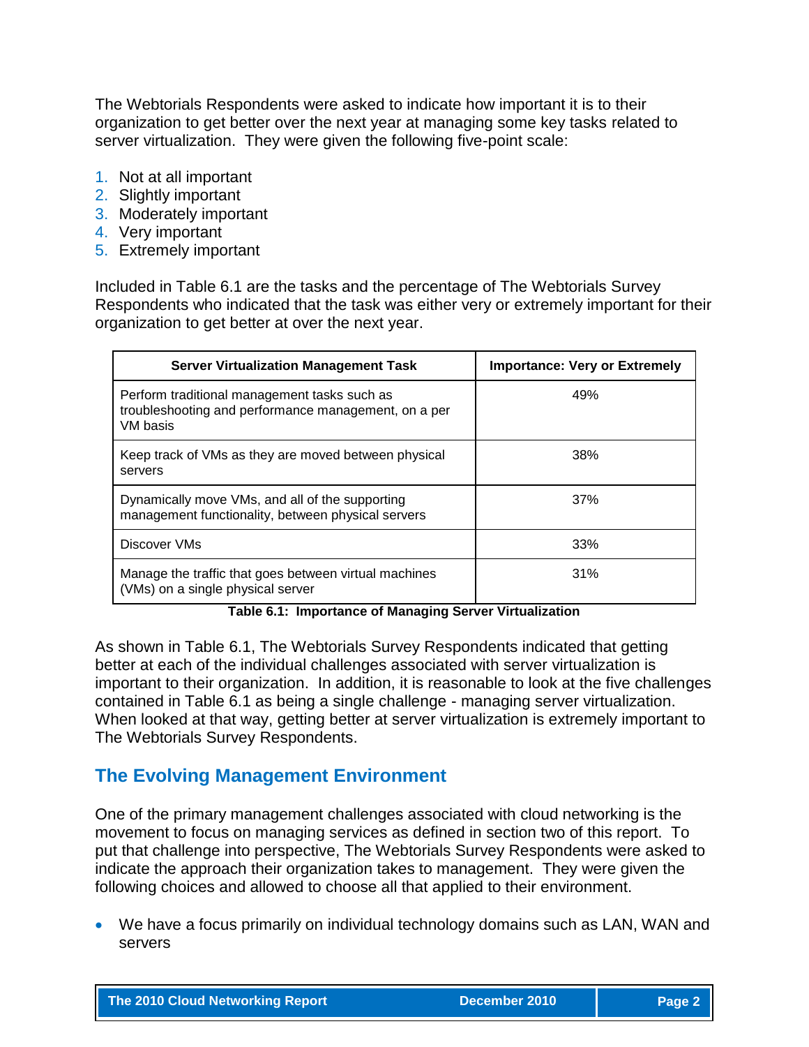The Webtorials Respondents were asked to indicate how important it is to their organization to get better over the next year at managing some key tasks related to server virtualization. They were given the following five-point scale:

1. Not at all important
2. Slightly important
3. Moderately important
4. Very important
5. Extremely important

Included in Table 6.1 are the tasks and the percentage of The Webtorials Survey Respondents who indicated that the task was either very or extremely important for their organization to get better at over the next year.

| Server Virtualization Management Task | Importance: Very or Extremely |
| --- | --- |
| Perform traditional management tasks such as troubleshooting and performance management, on a per VM basis | 49% |
| Keep track of VMs as they are moved between physical servers | 38% |
| Dynamically move VMs, and all of the supporting management functionality, between physical servers | 37% |
| Discover VMs | 33% |
| Manage the traffic that goes between virtual machines (VMs) on a single physical server | 31% |

**Table 6.1: Importance of Managing Server Virtualization**

As shown in Table 6.1, The Webtorials Survey Respondents indicated that getting better at each of the individual challenges associated with server virtualization is important to their organization. In addition, it is reasonable to look at the five challenges contained in Table 6.1 as being a single challenge - managing server virtualization. When looked at that way, getting better at server virtualization is extremely important to The Webtorials Survey Respondents.

## The Evolving Management Environment

One of the primary management challenges associated with cloud networking is the movement to focus on managing services as defined in section two of this report. To put that challenge into perspective, The Webtorials Survey Respondents were asked to indicate the approach their organization takes to management. They were given the following choices and allowed to choose all that applied to their environment.

- We have a focus primarily on individual technology domains such as LAN, WAN and servers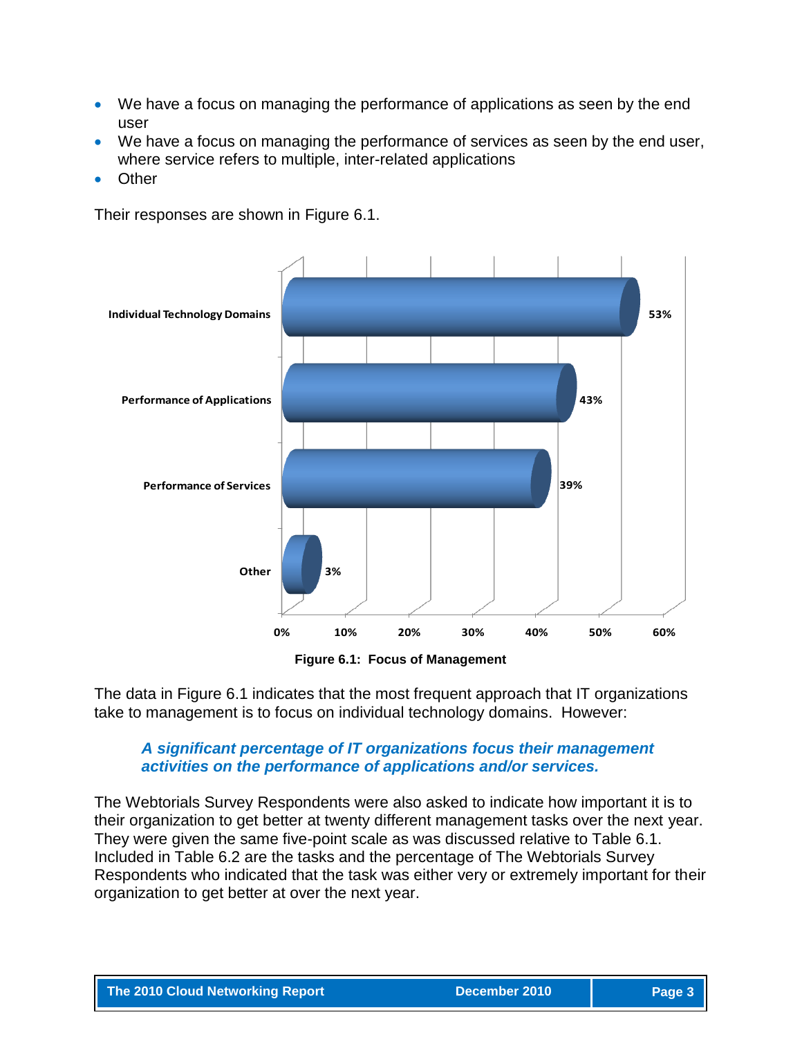- We have a focus on managing the performance of applications as seen by the end user
- We have a focus on managing the performance of services as seen by the end user, where service refers to multiple, inter-related applications
- Other

Their responses are shown in Figure 6.1.

| Focus | Percentage |
|---|---|
| Individual Technology Domains | 53% |
| Performance of Applications | 43% |
| Performance of Services | 39% |
| Other | 3% |

**Figure 6.1: Focus of Management**

The data in Figure 6.1 indicates that the most frequent approach that IT organizations take to management is to focus on individual technology domains. However:

> ***A significant percentage of IT organizations focus their management activities on the performance of applications and/or services.***

The Webtorials Survey Respondents were also asked to indicate how important it is to their organization to get better at twenty different management tasks over the next year. They were given the same five-point scale as was discussed relative to Table 6.1. Included in Table 6.2 are the tasks and the percentage of The Webtorials Survey Respondents who indicated that the task was either very or extremely important for their organization to get better at over the next year.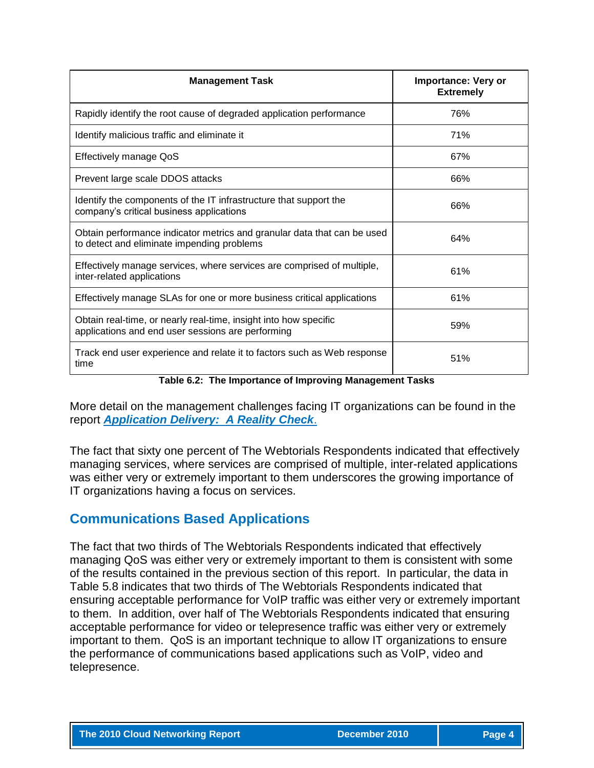| Management Task | Importance: Very or Extremely |
|---|---|
| Rapidly identify the root cause of degraded application performance | 76% |
| Identify malicious traffic and eliminate it | 71% |
| Effectively manage QoS | 67% |
| Prevent large scale DDOS attacks | 66% |
| Identify the components of the IT infrastructure that support the company's critical business applications | 66% |
| Obtain performance indicator metrics and granular data that can be used to detect and eliminate impending problems | 64% |
| Effectively manage services, where services are comprised of multiple, inter-related applications | 61% |
| Effectively manage SLAs for one or more business critical applications | 61% |
| Obtain real-time, or nearly real-time, insight into how specific applications and end user sessions are performing | 59% |
| Track end user experience and relate it to factors such as Web response time | 51% |

**Table 6.2: The Importance of Improving Management Tasks**

More detail on the management challenges facing IT organizations can be found in the report ***Application Delivery: A Reality Check***.

The fact that sixty one percent of The Webtorials Respondents indicated that effectively managing services, where services are comprised of multiple, inter-related applications was either very or extremely important to them underscores the growing importance of IT organizations having a focus on services.

## Communications Based Applications

The fact that two thirds of The Webtorials Respondents indicated that effectively managing QoS was either very or extremely important to them is consistent with some of the results contained in the previous section of this report. In particular, the data in Table 5.8 indicates that two thirds of The Webtorials Respondents indicated that ensuring acceptable performance for VoIP traffic was either very or extremely important to them. In addition, over half of The Webtorials Respondents indicated that ensuring acceptable performance for video or telepresence traffic was either very or extremely important to them. QoS is an important technique to allow IT organizations to ensure the performance of communications based applications such as VoIP, video and telepresence.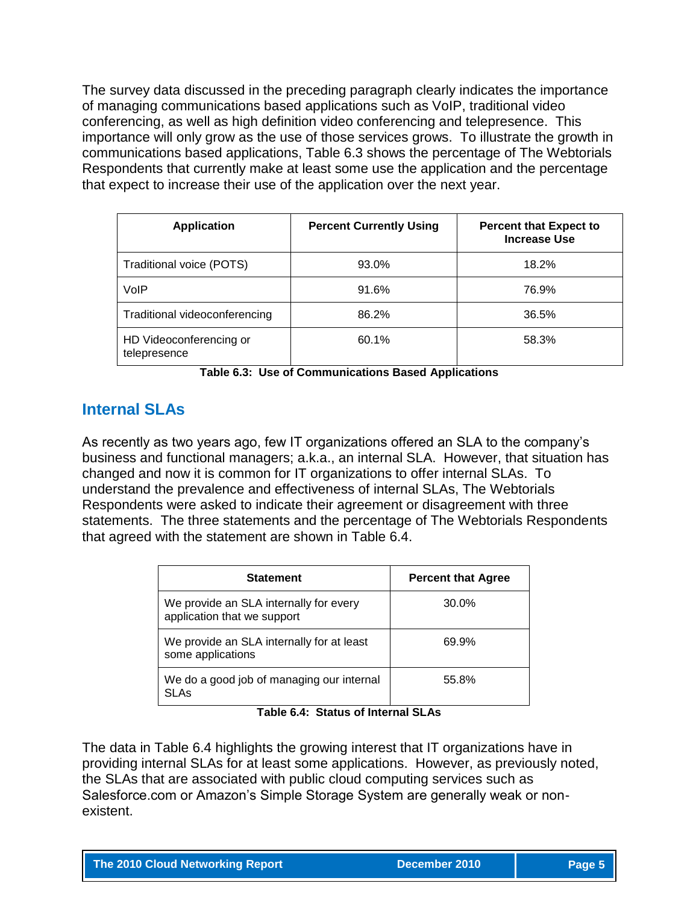The survey data discussed in the preceding paragraph clearly indicates the importance of managing communications based applications such as VoIP, traditional video conferencing, as well as high definition video conferencing and telepresence. This importance will only grow as the use of those services grows. To illustrate the growth in communications based applications, Table 6.3 shows the percentage of The Webtorials Respondents that currently make at least some use the application and the percentage that expect to increase their use of the application over the next year.

| Application | Percent Currently Using | Percent that Expect to Increase Use |
|---|---|---|
| Traditional voice (POTS) | 93.0% | 18.2% |
| VoIP | 91.6% | 76.9% |
| Traditional videoconferencing | 86.2% | 36.5% |
| HD Videoconferencing or telepresence | 60.1% | 58.3% |

**Table 6.3: Use of Communications Based Applications**

## Internal SLAs

As recently as two years ago, few IT organizations offered an SLA to the company's business and functional managers; a.k.a., an internal SLA. However, that situation has changed and now it is common for IT organizations to offer internal SLAs. To understand the prevalence and effectiveness of internal SLAs, The Webtorials Respondents were asked to indicate their agreement or disagreement with three statements. The three statements and the percentage of The Webtorials Respondents that agreed with the statement are shown in Table 6.4.

| Statement | Percent that Agree |
|---|---|
| We provide an SLA internally for every application that we support | 30.0% |
| We provide an SLA internally for at least some applications | 69.9% |
| We do a good job of managing our internal SLAs | 55.8% |

**Table 6.4: Status of Internal SLAs**

The data in Table 6.4 highlights the growing interest that IT organizations have in providing internal SLAs for at least some applications. However, as previously noted, the SLAs that are associated with public cloud computing services such as Salesforce.com or Amazon's Simple Storage System are generally weak or non-existent.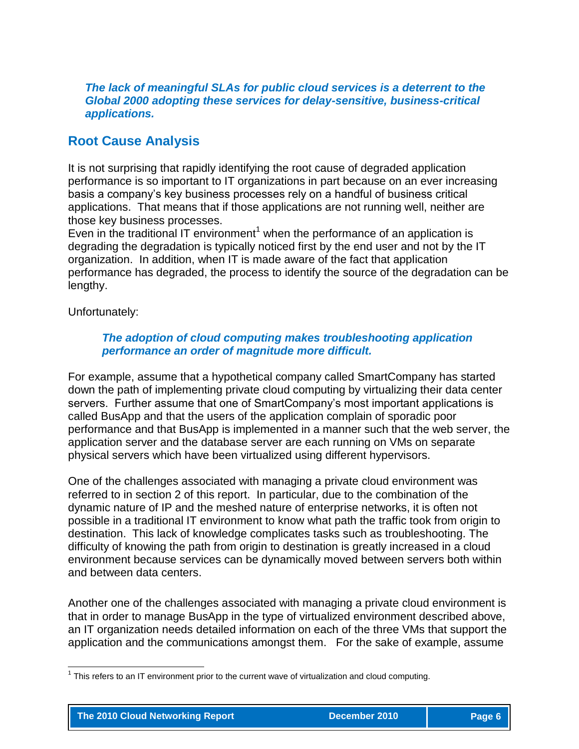***The lack of meaningful SLAs for public cloud services is a deterrent to the Global 2000 adopting these services for delay-sensitive, business-critical applications.***

## Root Cause Analysis

It is not surprising that rapidly identifying the root cause of degraded application performance is so important to IT organizations in part because on an ever increasing basis a company's key business processes rely on a handful of business critical applications. That means that if those applications are not running well, neither are those key business processes.
Even in the traditional IT environment[1] when the performance of an application is degrading the degradation is typically noticed first by the end user and not by the IT organization. In addition, when IT is made aware of the fact that application performance has degraded, the process to identify the source of the degradation can be lengthy.

Unfortunately:

> ***The adoption of cloud computing makes troubleshooting application performance an order of magnitude more difficult.***

For example, assume that a hypothetical company called SmartCompany has started down the path of implementing private cloud computing by virtualizing their data center servers. Further assume that one of SmartCompany's most important applications is called BusApp and that the users of the application complain of sporadic poor performance and that BusApp is implemented in a manner such that the web server, the application server and the database server are each running on VMs on separate physical servers which have been virtualized using different hypervisors.

One of the challenges associated with managing a private cloud environment was referred to in section 2 of this report. In particular, due to the combination of the dynamic nature of IP and the meshed nature of enterprise networks, it is often not possible in a traditional IT environment to know what path the traffic took from origin to destination. This lack of knowledge complicates tasks such as troubleshooting. The difficulty of knowing the path from origin to destination is greatly increased in a cloud environment because services can be dynamically moved between servers both within and between data centers.

Another one of the challenges associated with managing a private cloud environment is that in order to manage BusApp in the type of virtualized environment described above, an IT organization needs detailed information on each of the three VMs that support the application and the communications amongst them. For the sake of example, assume

---

[1] This refers to an IT environment prior to the current wave of virtualization and cloud computing.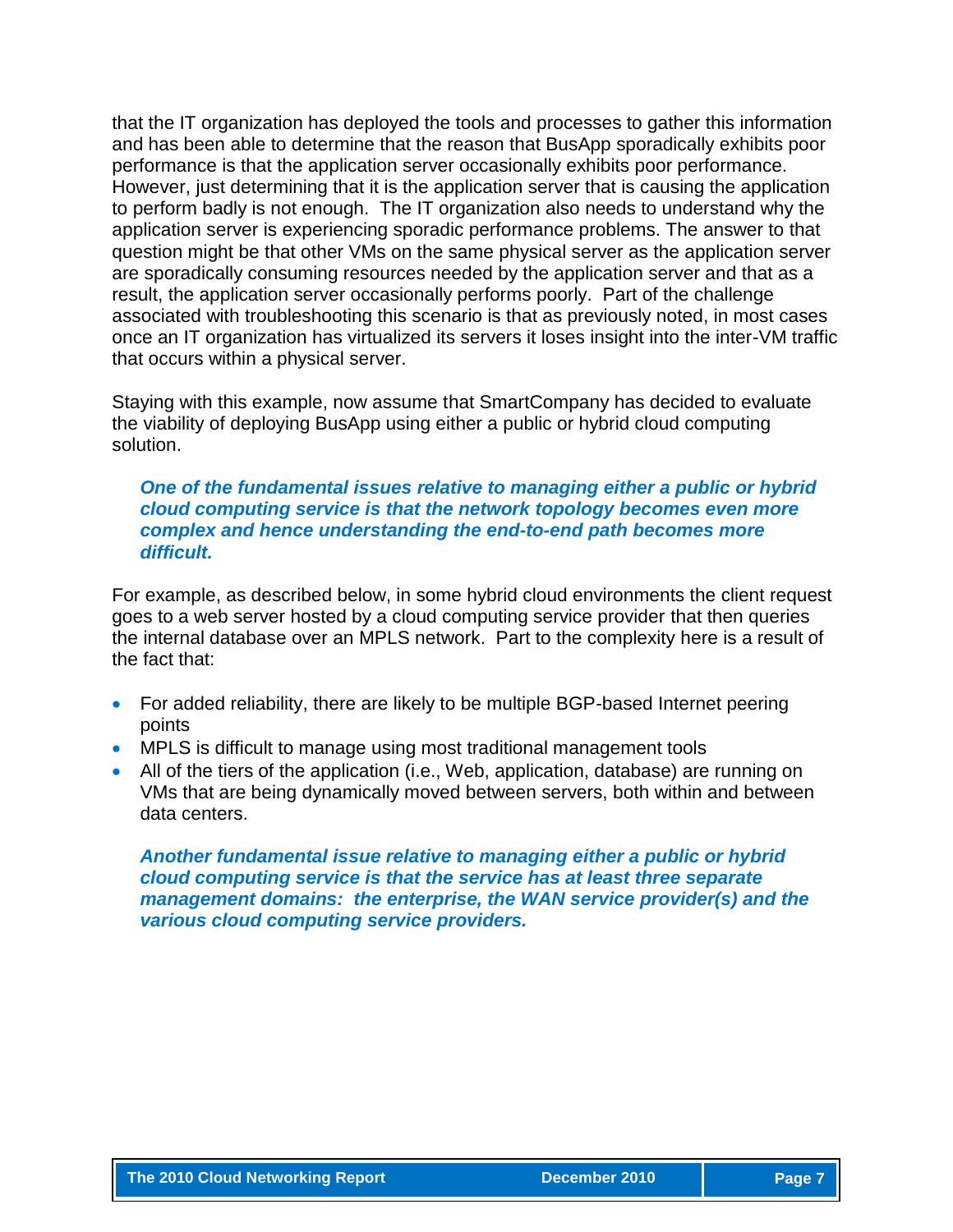that the IT organization has deployed the tools and processes to gather this information and has been able to determine that the reason that BusApp sporadically exhibits poor performance is that the application server occasionally exhibits poor performance. However, just determining that it is the application server that is causing the application to perform badly is not enough. The IT organization also needs to understand why the application server is experiencing sporadic performance problems. The answer to that question might be that other VMs on the same physical server as the application server are sporadically consuming resources needed by the application server and that as a result, the application server occasionally performs poorly. Part of the challenge associated with troubleshooting this scenario is that as previously noted, in most cases once an IT organization has virtualized its servers it loses insight into the inter-VM traffic that occurs within a physical server.

Staying with this example, now assume that SmartCompany has decided to evaluate the viability of deploying BusApp using either a public or hybrid cloud computing solution.

> ***One of the fundamental issues relative to managing either a public or hybrid cloud computing service is that the network topology becomes even more complex and hence understanding the end-to-end path becomes more difficult.***

For example, as described below, in some hybrid cloud environments the client request goes to a web server hosted by a cloud computing service provider that then queries the internal database over an MPLS network. Part to the complexity here is a result of the fact that:

- For added reliability, there are likely to be multiple BGP-based Internet peering points
- MPLS is difficult to manage using most traditional management tools
- All of the tiers of the application (i.e., Web, application, database) are running on VMs that are being dynamically moved between servers, both within and between data centers.

> ***Another fundamental issue relative to managing either a public or hybrid cloud computing service is that the service has at least three separate management domains: the enterprise, the WAN service provider(s) and the various cloud computing service providers.***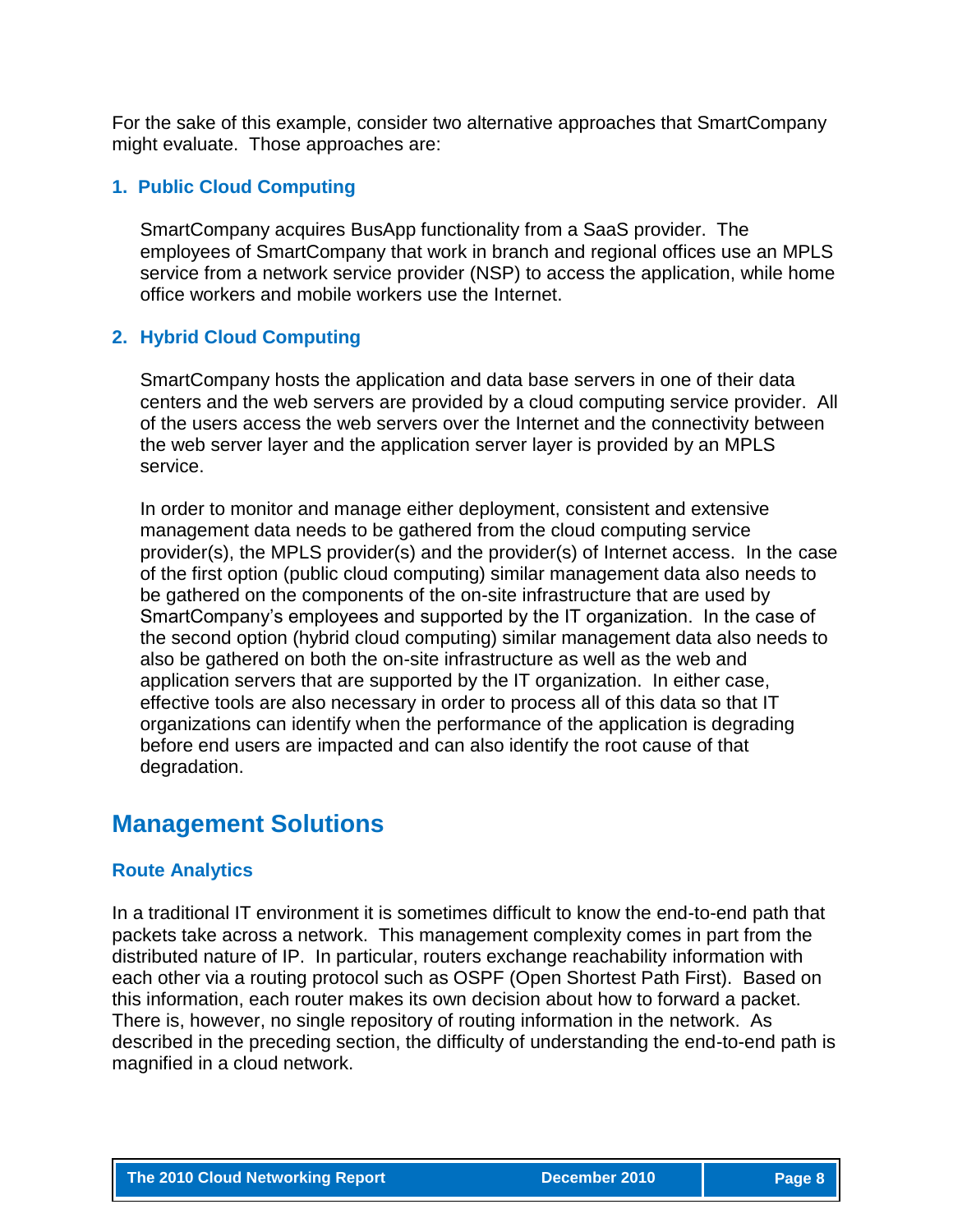For the sake of this example, consider two alternative approaches that SmartCompany might evaluate. Those approaches are:

### 1. Public Cloud Computing

SmartCompany acquires BusApp functionality from a SaaS provider. The employees of SmartCompany that work in branch and regional offices use an MPLS service from a network service provider (NSP) to access the application, while home office workers and mobile workers use the Internet.

### 2. Hybrid Cloud Computing

SmartCompany hosts the application and data base servers in one of their data centers and the web servers are provided by a cloud computing service provider. All of the users access the web servers over the Internet and the connectivity between the web server layer and the application server layer is provided by an MPLS service.

In order to monitor and manage either deployment, consistent and extensive management data needs to be gathered from the cloud computing service provider(s), the MPLS provider(s) and the provider(s) of Internet access. In the case of the first option (public cloud computing) similar management data also needs to be gathered on the components of the on-site infrastructure that are used by SmartCompany's employees and supported by the IT organization. In the case of the second option (hybrid cloud computing) similar management data also needs to also be gathered on both the on-site infrastructure as well as the web and application servers that are supported by the IT organization. In either case, effective tools are also necessary in order to process all of this data so that IT organizations can identify when the performance of the application is degrading before end users are impacted and can also identify the root cause of that degradation.

## Management Solutions

### Route Analytics

In a traditional IT environment it is sometimes difficult to know the end-to-end path that packets take across a network. This management complexity comes in part from the distributed nature of IP. In particular, routers exchange reachability information with each other via a routing protocol such as OSPF (Open Shortest Path First). Based on this information, each router makes its own decision about how to forward a packet. There is, however, no single repository of routing information in the network. As described in the preceding section, the difficulty of understanding the end-to-end path is magnified in a cloud network.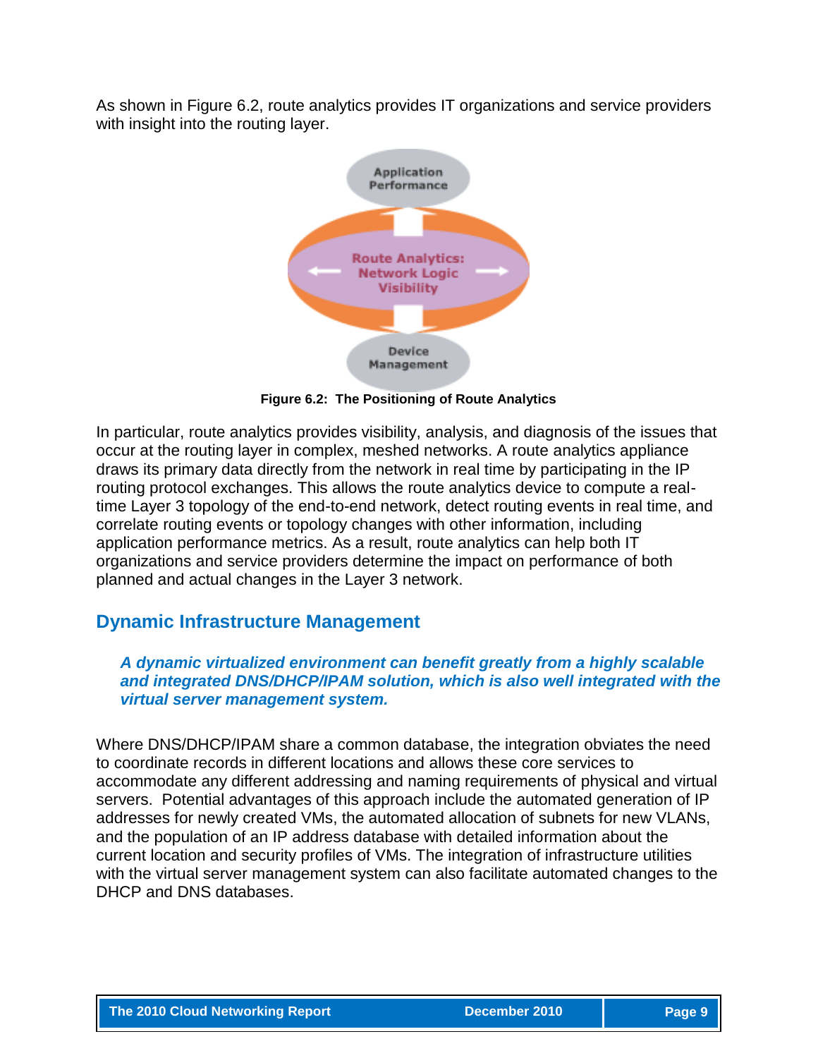As shown in Figure 6.2, route analytics provides IT organizations and service providers with insight into the routing layer.

**Figure 6.2: The Positioning of Route Analytics**

In particular, route analytics provides visibility, analysis, and diagnosis of the issues that occur at the routing layer in complex, meshed networks. A route analytics appliance draws its primary data directly from the network in real time by participating in the IP routing protocol exchanges. This allows the route analytics device to compute a real-time Layer 3 topology of the end-to-end network, detect routing events in real time, and correlate routing events or topology changes with other information, including application performance metrics. As a result, route analytics can help both IT organizations and service providers determine the impact on performance of both planned and actual changes in the Layer 3 network.

## Dynamic Infrastructure Management

> ***A dynamic virtualized environment can benefit greatly from a highly scalable and integrated DNS/DHCP/IPAM solution, which is also well integrated with the virtual server management system.***

Where DNS/DHCP/IPAM share a common database, the integration obviates the need to coordinate records in different locations and allows these core services to accommodate any different addressing and naming requirements of physical and virtual servers. Potential advantages of this approach include the automated generation of IP addresses for newly created VMs, the automated allocation of subnets for new VLANs, and the population of an IP address database with detailed information about the current location and security profiles of VMs. The integration of infrastructure utilities with the virtual server management system can also facilitate automated changes to the DHCP and DNS databases.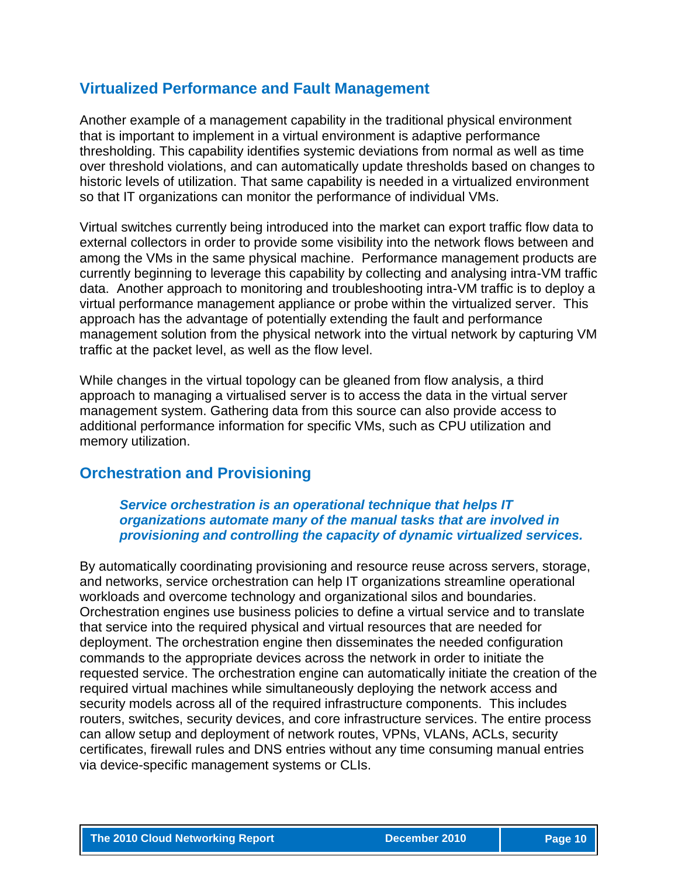## Virtualized Performance and Fault Management

Another example of a management capability in the traditional physical environment that is important to implement in a virtual environment is adaptive performance thresholding. This capability identifies systemic deviations from normal as well as time over threshold violations, and can automatically update thresholds based on changes to historic levels of utilization. That same capability is needed in a virtualized environment so that IT organizations can monitor the performance of individual VMs.

Virtual switches currently being introduced into the market can export traffic flow data to external collectors in order to provide some visibility into the network flows between and among the VMs in the same physical machine. Performance management products are currently beginning to leverage this capability by collecting and analysing intra-VM traffic data. Another approach to monitoring and troubleshooting intra-VM traffic is to deploy a virtual performance management appliance or probe within the virtualized server. This approach has the advantage of potentially extending the fault and performance management solution from the physical network into the virtual network by capturing VM traffic at the packet level, as well as the flow level.

While changes in the virtual topology can be gleaned from flow analysis, a third approach to managing a virtualised server is to access the data in the virtual server management system. Gathering data from this source can also provide access to additional performance information for specific VMs, such as CPU utilization and memory utilization.

## Orchestration and Provisioning

> ***Service orchestration is an operational technique that helps IT organizations automate many of the manual tasks that are involved in provisioning and controlling the capacity of dynamic virtualized services.***

By automatically coordinating provisioning and resource reuse across servers, storage, and networks, service orchestration can help IT organizations streamline operational workloads and overcome technology and organizational silos and boundaries. Orchestration engines use business policies to define a virtual service and to translate that service into the required physical and virtual resources that are needed for deployment. The orchestration engine then disseminates the needed configuration commands to the appropriate devices across the network in order to initiate the requested service. The orchestration engine can automatically initiate the creation of the required virtual machines while simultaneously deploying the network access and security models across all of the required infrastructure components. This includes routers, switches, security devices, and core infrastructure services. The entire process can allow setup and deployment of network routes, VPNs, VLANs, ACLs, security certificates, firewall rules and DNS entries without any time consuming manual entries via device-specific management systems or CLIs.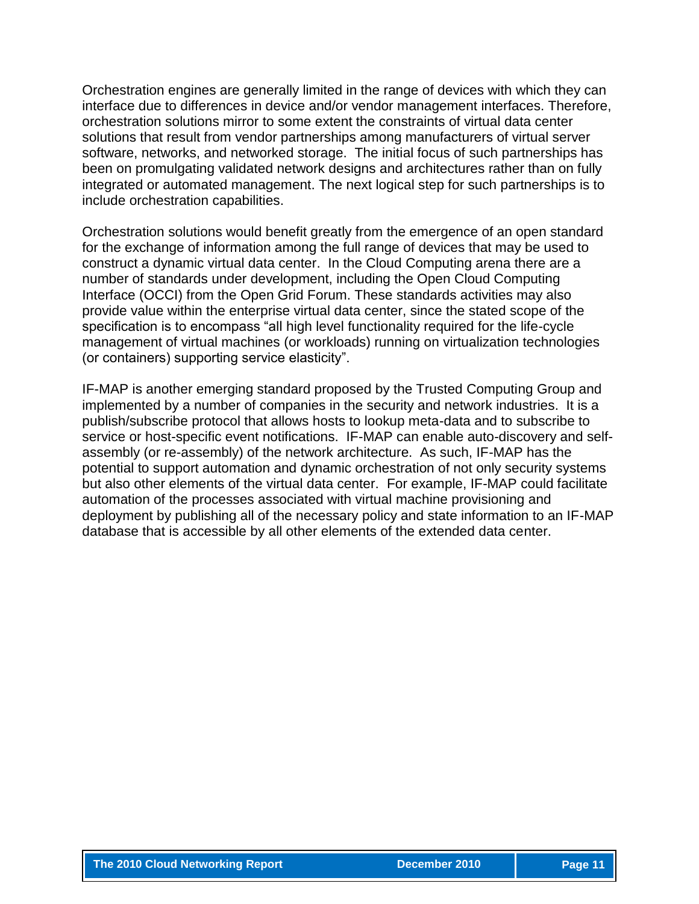Orchestration engines are generally limited in the range of devices with which they can interface due to differences in device and/or vendor management interfaces. Therefore, orchestration solutions mirror to some extent the constraints of virtual data center solutions that result from vendor partnerships among manufacturers of virtual server software, networks, and networked storage. The initial focus of such partnerships has been on promulgating validated network designs and architectures rather than on fully integrated or automated management. The next logical step for such partnerships is to include orchestration capabilities.

Orchestration solutions would benefit greatly from the emergence of an open standard for the exchange of information among the full range of devices that may be used to construct a dynamic virtual data center. In the Cloud Computing arena there are a number of standards under development, including the Open Cloud Computing Interface (OCCI) from the Open Grid Forum. These standards activities may also provide value within the enterprise virtual data center, since the stated scope of the specification is to encompass "all high level functionality required for the life-cycle management of virtual machines (or workloads) running on virtualization technologies (or containers) supporting service elasticity".

IF-MAP is another emerging standard proposed by the Trusted Computing Group and implemented by a number of companies in the security and network industries. It is a publish/subscribe protocol that allows hosts to lookup meta-data and to subscribe to service or host-specific event notifications. IF-MAP can enable auto-discovery and self-assembly (or re-assembly) of the network architecture. As such, IF-MAP has the potential to support automation and dynamic orchestration of not only security systems but also other elements of the virtual data center. For example, IF-MAP could facilitate automation of the processes associated with virtual machine provisioning and deployment by publishing all of the necessary policy and state information to an IF-MAP database that is accessible by all other elements of the extended data center.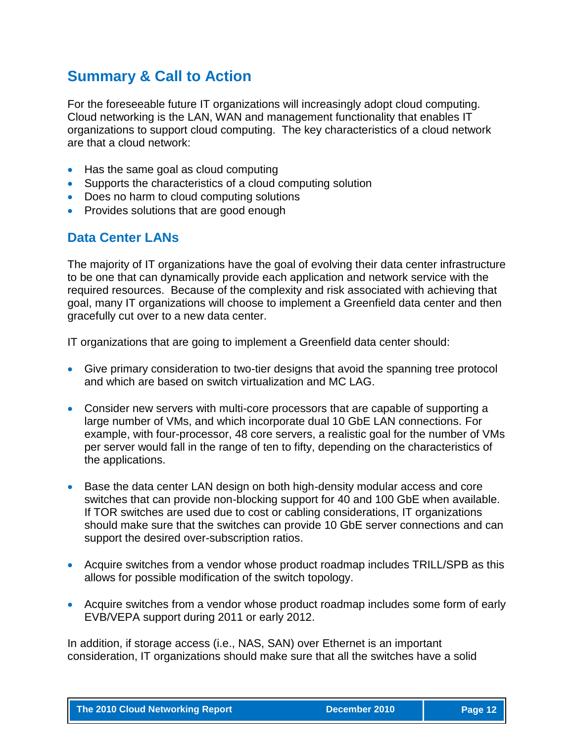## Summary & Call to Action

For the foreseeable future IT organizations will increasingly adopt cloud computing. Cloud networking is the LAN, WAN and management functionality that enables IT organizations to support cloud computing. The key characteristics of a cloud network are that a cloud network:

- Has the same goal as cloud computing
- Supports the characteristics of a cloud computing solution
- Does no harm to cloud computing solutions
- Provides solutions that are good enough

### Data Center LANs

The majority of IT organizations have the goal of evolving their data center infrastructure to be one that can dynamically provide each application and network service with the required resources. Because of the complexity and risk associated with achieving that goal, many IT organizations will choose to implement a Greenfield data center and then gracefully cut over to a new data center.

IT organizations that are going to implement a Greenfield data center should:

- Give primary consideration to two-tier designs that avoid the spanning tree protocol and which are based on switch virtualization and MC LAG.

- Consider new servers with multi-core processors that are capable of supporting a large number of VMs, and which incorporate dual 10 GbE LAN connections. For example, with four-processor, 48 core servers, a realistic goal for the number of VMs per server would fall in the range of ten to fifty, depending on the characteristics of the applications.

- Base the data center LAN design on both high-density modular access and core switches that can provide non-blocking support for 40 and 100 GbE when available. If TOR switches are used due to cost or cabling considerations, IT organizations should make sure that the switches can provide 10 GbE server connections and can support the desired over-subscription ratios.

- Acquire switches from a vendor whose product roadmap includes TRILL/SPB as this allows for possible modification of the switch topology.

- Acquire switches from a vendor whose product roadmap includes some form of early EVB/VEPA support during 2011 or early 2012.

In addition, if storage access (i.e., NAS, SAN) over Ethernet is an important consideration, IT organizations should make sure that all the switches have a solid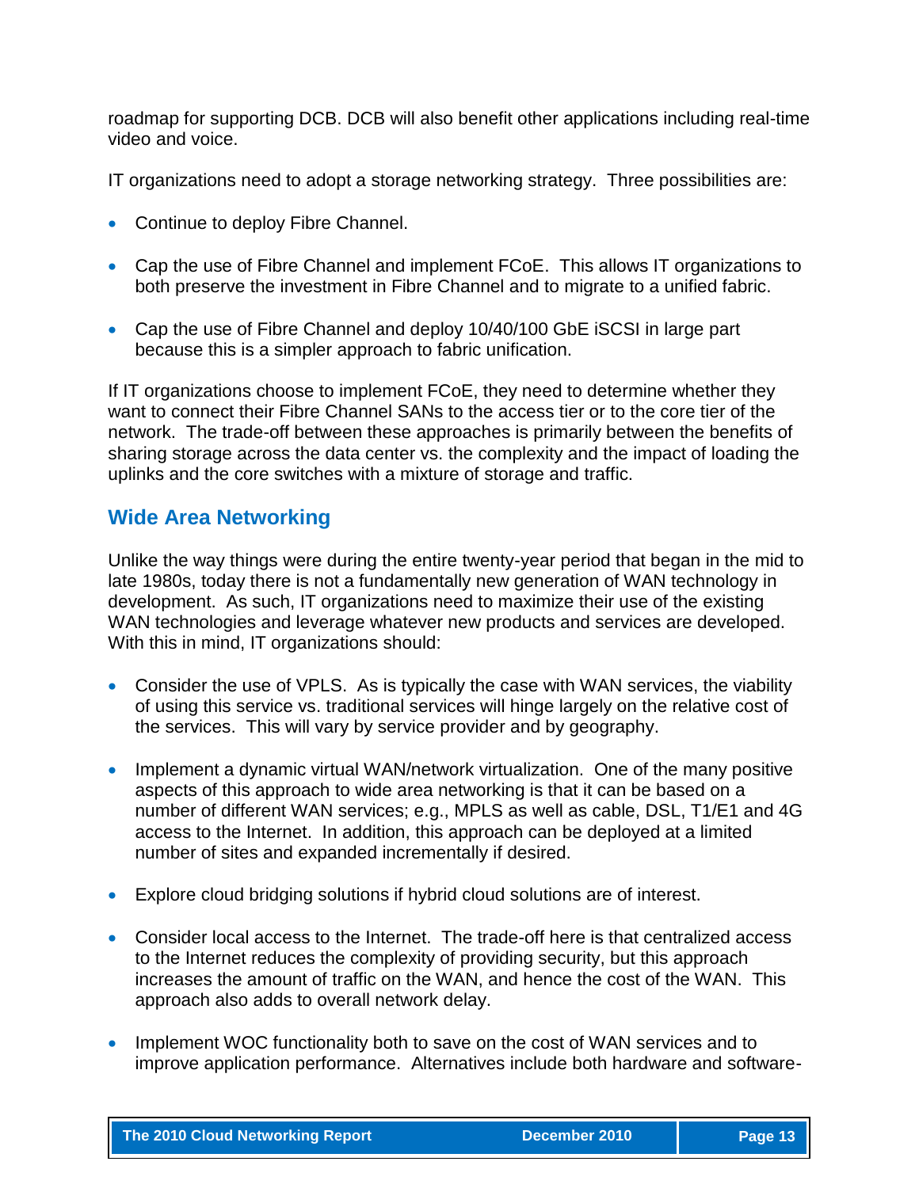roadmap for supporting DCB. DCB will also benefit other applications including real-time video and voice.

IT organizations need to adopt a storage networking strategy. Three possibilities are:

- Continue to deploy Fibre Channel.
- Cap the use of Fibre Channel and implement FCoE. This allows IT organizations to both preserve the investment in Fibre Channel and to migrate to a unified fabric.
- Cap the use of Fibre Channel and deploy 10/40/100 GbE iSCSI in large part because this is a simpler approach to fabric unification.

If IT organizations choose to implement FCoE, they need to determine whether they want to connect their Fibre Channel SANs to the access tier or to the core tier of the network. The trade-off between these approaches is primarily between the benefits of sharing storage across the data center vs. the complexity and the impact of loading the uplinks and the core switches with a mixture of storage and traffic.

## Wide Area Networking

Unlike the way things were during the entire twenty-year period that began in the mid to late 1980s, today there is not a fundamentally new generation of WAN technology in development. As such, IT organizations need to maximize their use of the existing WAN technologies and leverage whatever new products and services are developed. With this in mind, IT organizations should:

- Consider the use of VPLS. As is typically the case with WAN services, the viability of using this service vs. traditional services will hinge largely on the relative cost of the services. This will vary by service provider and by geography.
- Implement a dynamic virtual WAN/network virtualization. One of the many positive aspects of this approach to wide area networking is that it can be based on a number of different WAN services; e.g., MPLS as well as cable, DSL, T1/E1 and 4G access to the Internet. In addition, this approach can be deployed at a limited number of sites and expanded incrementally if desired.
- Explore cloud bridging solutions if hybrid cloud solutions are of interest.
- Consider local access to the Internet. The trade-off here is that centralized access to the Internet reduces the complexity of providing security, but this approach increases the amount of traffic on the WAN, and hence the cost of the WAN. This approach also adds to overall network delay.
- Implement WOC functionality both to save on the cost of WAN services and to improve application performance. Alternatives include both hardware and software-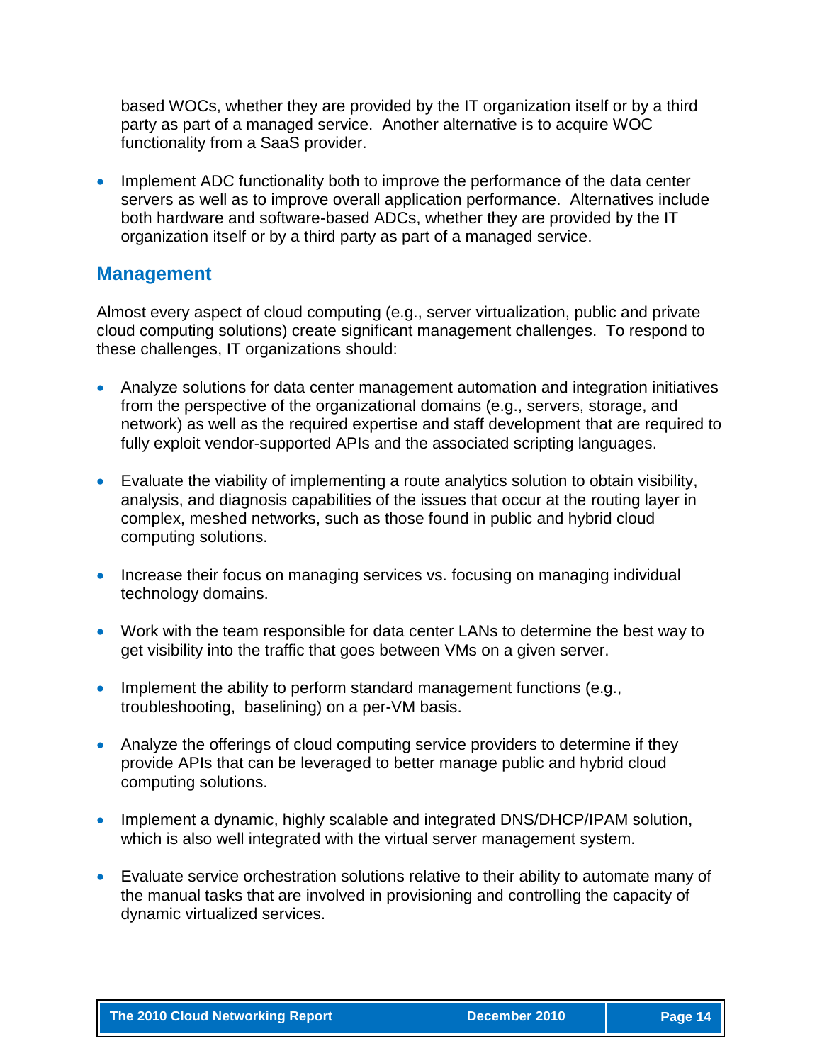based WOCs, whether they are provided by the IT organization itself or by a third party as part of a managed service. Another alternative is to acquire WOC functionality from a SaaS provider.

- Implement ADC functionality both to improve the performance of the data center servers as well as to improve overall application performance. Alternatives include both hardware and software-based ADCs, whether they are provided by the IT organization itself or by a third party as part of a managed service.

## Management

Almost every aspect of cloud computing (e.g., server virtualization, public and private cloud computing solutions) create significant management challenges. To respond to these challenges, IT organizations should:

- Analyze solutions for data center management automation and integration initiatives from the perspective of the organizational domains (e.g., servers, storage, and network) as well as the required expertise and staff development that are required to fully exploit vendor-supported APIs and the associated scripting languages.

- Evaluate the viability of implementing a route analytics solution to obtain visibility, analysis, and diagnosis capabilities of the issues that occur at the routing layer in complex, meshed networks, such as those found in public and hybrid cloud computing solutions.

- Increase their focus on managing services vs. focusing on managing individual technology domains.

- Work with the team responsible for data center LANs to determine the best way to get visibility into the traffic that goes between VMs on a given server.

- Implement the ability to perform standard management functions (e.g., troubleshooting, baselining) on a per-VM basis.

- Analyze the offerings of cloud computing service providers to determine if they provide APIs that can be leveraged to better manage public and hybrid cloud computing solutions.

- Implement a dynamic, highly scalable and integrated DNS/DHCP/IPAM solution, which is also well integrated with the virtual server management system.

- Evaluate service orchestration solutions relative to their ability to automate many of the manual tasks that are involved in provisioning and controlling the capacity of dynamic virtualized services.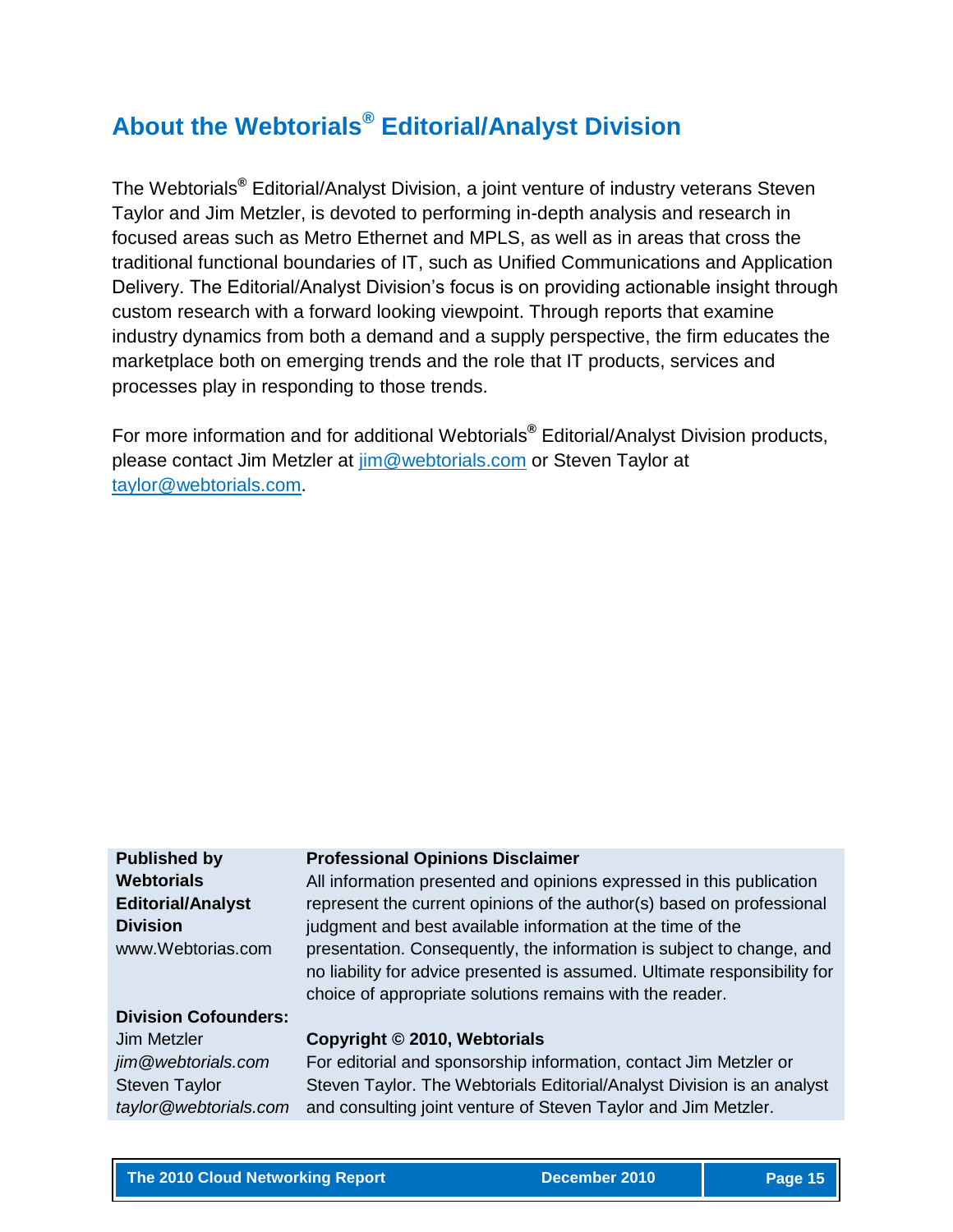## About the Webtorials® Editorial/Analyst Division

The Webtorials® Editorial/Analyst Division, a joint venture of industry veterans Steven Taylor and Jim Metzler, is devoted to performing in-depth analysis and research in focused areas such as Metro Ethernet and MPLS, as well as in areas that cross the traditional functional boundaries of IT, such as Unified Communications and Application Delivery. The Editorial/Analyst Division's focus is on providing actionable insight through custom research with a forward looking viewpoint. Through reports that examine industry dynamics from both a demand and a supply perspective, the firm educates the marketplace both on emerging trends and the role that IT products, services and processes play in responding to those trends.

For more information and for additional Webtorials® Editorial/Analyst Division products, please contact Jim Metzler at jim@webtorials.com or Steven Taylor at taylor@webtorials.com.

| | |
|---|---|
| **Published by Webtorials Editorial/Analyst Division**<br>www.Webtorias.com | **Professional Opinions Disclaimer**<br>All information presented and opinions expressed in this publication represent the current opinions of the author(s) based on professional judgment and best available information at the time of the presentation. Consequently, the information is subject to change, and no liability for advice presented is assumed. Ultimate responsibility for choice of appropriate solutions remains with the reader. |
| **Division Cofounders:**<br>Jim Metzler<br>*jim@webtorials.com*<br>Steven Taylor<br>*taylor@webtorials.com* | **Copyright © 2010, Webtorials**<br>For editorial and sponsorship information, contact Jim Metzler or Steven Taylor. The Webtorials Editorial/Analyst Division is an analyst and consulting joint venture of Steven Taylor and Jim Metzler. |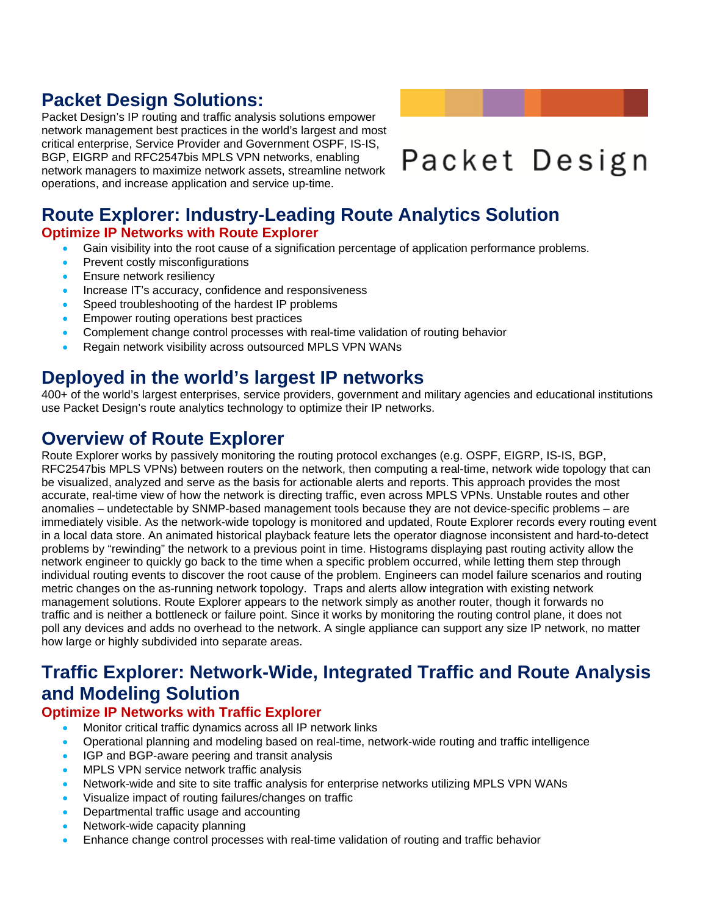## Packet Design Solutions:

Packet Design's IP routing and traffic analysis solutions empower network management best practices in the world's largest and most critical enterprise, Service Provider and Government OSPF, IS-IS, BGP, EIGRP and RFC2547bis MPLS VPN networks, enabling network managers to maximize network assets, streamline network operations, and increase application and service up-time.

Packet Design

## Route Explorer: Industry-Leading Route Analytics Solution

### Optimize IP Networks with Route Explorer

- Gain visibility into the root cause of a signification percentage of application performance problems.
- Prevent costly misconfigurations
- Ensure network resiliency
- Increase IT's accuracy, confidence and responsiveness
- Speed troubleshooting of the hardest IP problems
- Empower routing operations best practices
- Complement change control processes with real-time validation of routing behavior
- Regain network visibility across outsourced MPLS VPN WANs

## Deployed in the world's largest IP networks

400+ of the world's largest enterprises, service providers, government and military agencies and educational institutions use Packet Design's route analytics technology to optimize their IP networks.

## Overview of Route Explorer

Route Explorer works by passively monitoring the routing protocol exchanges (e.g. OSPF, EIGRP, IS-IS, BGP, RFC2547bis MPLS VPNs) between routers on the network, then computing a real-time, network wide topology that can be visualized, analyzed and serve as the basis for actionable alerts and reports. This approach provides the most accurate, real-time view of how the network is directing traffic, even across MPLS VPNs. Unstable routes and other anomalies – undetectable by SNMP-based management tools because they are not device-specific problems – are immediately visible. As the network-wide topology is monitored and updated, Route Explorer records every routing event in a local data store. An animated historical playback feature lets the operator diagnose inconsistent and hard-to-detect problems by "rewinding" the network to a previous point in time. Histograms displaying past routing activity allow the network engineer to quickly go back to the time when a specific problem occurred, while letting them step through individual routing events to discover the root cause of the problem. Engineers can model failure scenarios and routing metric changes on the as-running network topology. Traps and alerts allow integration with existing network management solutions. Route Explorer appears to the network simply as another router, though it forwards no traffic and is neither a bottleneck or failure point. Since it works by monitoring the routing control plane, it does not poll any devices and adds no overhead to the network. A single appliance can support any size IP network, no matter how large or highly subdivided into separate areas.

## Traffic Explorer: Network-Wide, Integrated Traffic and Route Analysis and Modeling Solution

### Optimize IP Networks with Traffic Explorer

- Monitor critical traffic dynamics across all IP network links
- Operational planning and modeling based on real-time, network-wide routing and traffic intelligence
- IGP and BGP-aware peering and transit analysis
- MPLS VPN service network traffic analysis
- Network-wide and site to site traffic analysis for enterprise networks utilizing MPLS VPN WANs
- Visualize impact of routing failures/changes on traffic
- Departmental traffic usage and accounting
- Network-wide capacity planning
- Enhance change control processes with real-time validation of routing and traffic behavior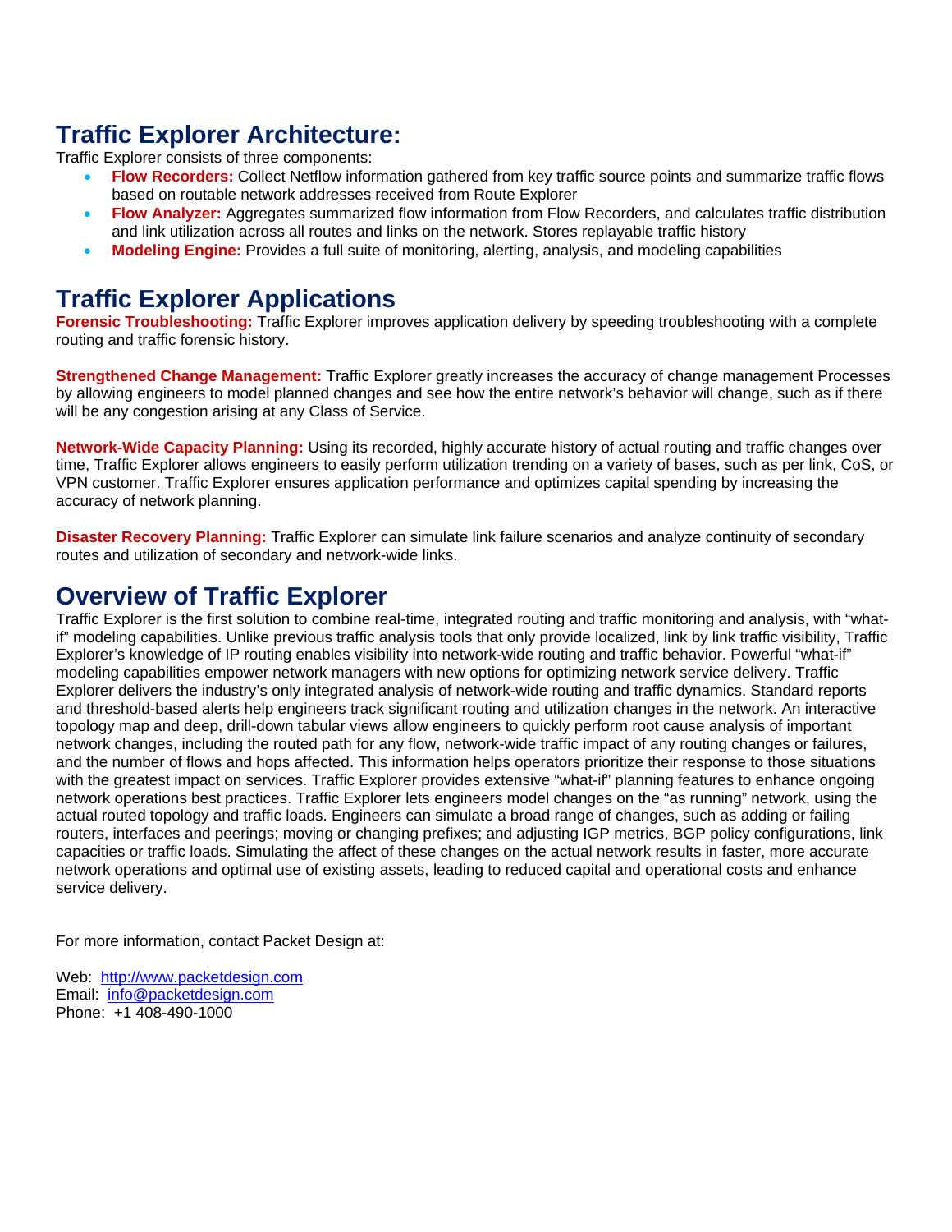## Traffic Explorer Architecture:

Traffic Explorer consists of three components:

- **Flow Recorders:** Collect Netflow information gathered from key traffic source points and summarize traffic flows based on routable network addresses received from Route Explorer
- **Flow Analyzer:** Aggregates summarized flow information from Flow Recorders, and calculates traffic distribution and link utilization across all routes and links on the network. Stores replayable traffic history
- **Modeling Engine:** Provides a full suite of monitoring, alerting, analysis, and modeling capabilities

## Traffic Explorer Applications

**Forensic Troubleshooting:** Traffic Explorer improves application delivery by speeding troubleshooting with a complete routing and traffic forensic history.

**Strengthened Change Management:** Traffic Explorer greatly increases the accuracy of change management Processes by allowing engineers to model planned changes and see how the entire network's behavior will change, such as if there will be any congestion arising at any Class of Service.

**Network-Wide Capacity Planning:** Using its recorded, highly accurate history of actual routing and traffic changes over time, Traffic Explorer allows engineers to easily perform utilization trending on a variety of bases, such as per link, CoS, or VPN customer. Traffic Explorer ensures application performance and optimizes capital spending by increasing the accuracy of network planning.

**Disaster Recovery Planning:** Traffic Explorer can simulate link failure scenarios and analyze continuity of secondary routes and utilization of secondary and network-wide links.

## Overview of Traffic Explorer

Traffic Explorer is the first solution to combine real-time, integrated routing and traffic monitoring and analysis, with "what-if" modeling capabilities. Unlike previous traffic analysis tools that only provide localized, link by link traffic visibility, Traffic Explorer's knowledge of IP routing enables visibility into network-wide routing and traffic behavior. Powerful "what-if" modeling capabilities empower network managers with new options for optimizing network service delivery. Traffic Explorer delivers the industry's only integrated analysis of network-wide routing and traffic dynamics. Standard reports and threshold-based alerts help engineers track significant routing and utilization changes in the network. An interactive topology map and deep, drill-down tabular views allow engineers to quickly perform root cause analysis of important network changes, including the routed path for any flow, network-wide traffic impact of any routing changes or failures, and the number of flows and hops affected. This information helps operators prioritize their response to those situations with the greatest impact on services. Traffic Explorer provides extensive "what-if" planning features to enhance ongoing network operations best practices. Traffic Explorer lets engineers model changes on the "as running" network, using the actual routed topology and traffic loads. Engineers can simulate a broad range of changes, such as adding or failing routers, interfaces and peerings; moving or changing prefixes; and adjusting IGP metrics, BGP policy configurations, link capacities or traffic loads. Simulating the affect of these changes on the actual network results in faster, more accurate network operations and optimal use of existing assets, leading to reduced capital and operational costs and enhance service delivery.

For more information, contact Packet Design at:

Web: http://www.packetdesign.com
Email: info@packetdesign.com
Phone: +1 408-490-1000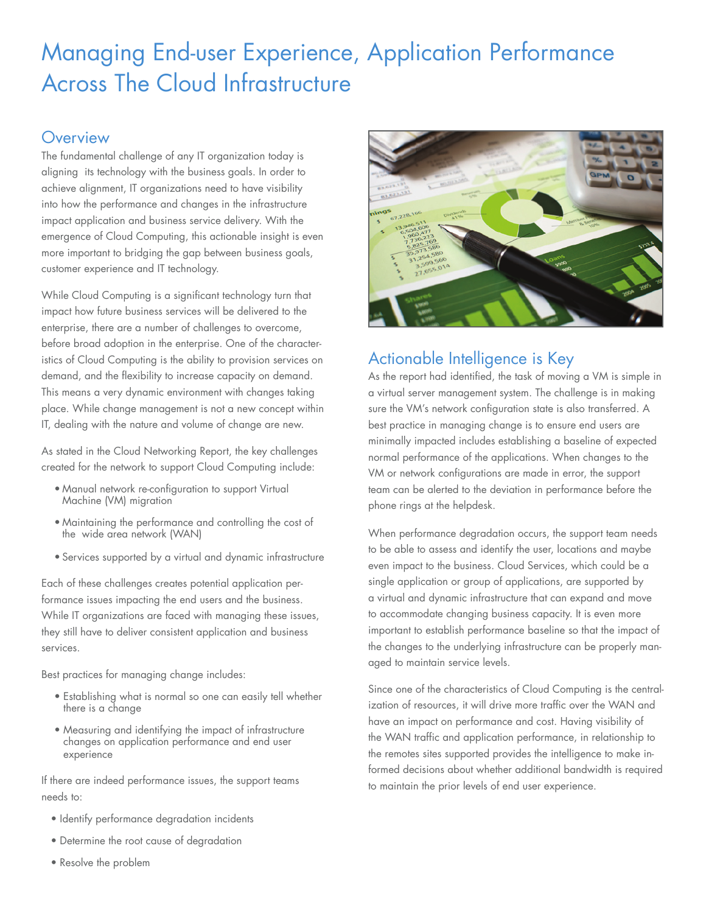# Managing End-user Experience, Application Performance Across The Cloud Infrastructure

## Overview

The fundamental challenge of any IT organization today is aligning its technology with the business goals. In order to achieve alignment, IT organizations need to have visibility into how the performance and changes in the infrastructure impact application and business service delivery. With the emergence of Cloud Computing, this actionable insight is even more important to bridging the gap between business goals, customer experience and IT technology.

While Cloud Computing is a significant technology turn that impact how future business services will be delivered to the enterprise, there are a number of challenges to overcome, before broad adoption in the enterprise. One of the characteristics of Cloud Computing is the ability to provision services on demand, and the flexibility to increase capacity on demand. This means a very dynamic environment with changes taking place. While change management is not a new concept within IT, dealing with the nature and volume of change are new.

As stated in the Cloud Networking Report, the key challenges created for the network to support Cloud Computing include:

- Manual network re-configuration to support Virtual Machine (VM) migration
- Maintaining the performance and controlling the cost of the wide area network (WAN)
- Services supported by a virtual and dynamic infrastructure

Each of these challenges creates potential application performance issues impacting the end users and the business. While IT organizations are faced with managing these issues, they still have to deliver consistent application and business services.

Best practices for managing change includes:

- Establishing what is normal so one can easily tell whether there is a change
- Measuring and identifying the impact of infrastructure changes on application performance and end user experience

If there are indeed performance issues, the support teams needs to:

- Identify performance degradation incidents
- Determine the root cause of degradation
- Resolve the problem

## Actionable Intelligence is Key

As the report had identified, the task of moving a VM is simple in a virtual server management system. The challenge is in making sure the VM's network configuration state is also transferred. A best practice in managing change is to ensure end users are minimally impacted includes establishing a baseline of expected normal performance of the applications. When changes to the VM or network configurations are made in error, the support team can be alerted to the deviation in performance before the phone rings at the helpdesk.

When performance degradation occurs, the support team needs to be able to assess and identify the user, locations and maybe even impact to the business. Cloud Services, which could be a single application or group of applications, are supported by a virtual and dynamic infrastructure that can expand and move to accommodate changing business capacity. It is even more important to establish performance baseline so that the impact of the changes to the underlying infrastructure can be properly managed to maintain service levels.

Since one of the characteristics of Cloud Computing is the centralization of resources, it will drive more traffic over the WAN and have an impact on performance and cost. Having visibility of the WAN traffic and application performance, in relationship to the remotes sites supported provides the intelligence to make informed decisions about whether additional bandwidth is required to maintain the prior levels of end user experience.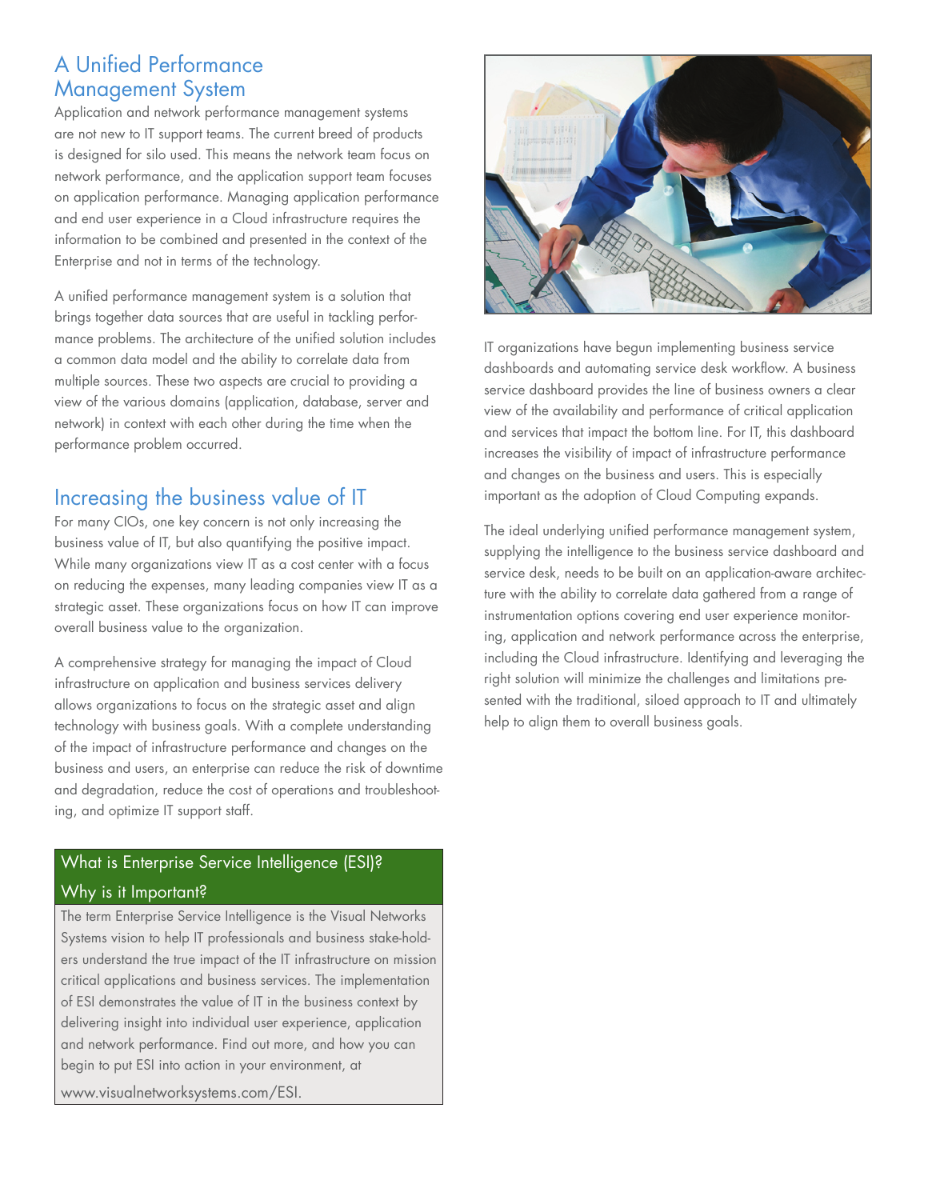## A Unified Performance Management System

Application and network performance management systems are not new to IT support teams. The current breed of products is designed for silo used. This means the network team focus on network performance, and the application support team focuses on application performance. Managing application performance and end user experience in a Cloud infrastructure requires the information to be combined and presented in the context of the Enterprise and not in terms of the technology.

A unified performance management system is a solution that brings together data sources that are useful in tackling performance problems. The architecture of the unified solution includes a common data model and the ability to correlate data from multiple sources. These two aspects are crucial to providing a view of the various domains (application, database, server and network) in context with each other during the time when the performance problem occurred.

## Increasing the business value of IT

For many CIOs, one key concern is not only increasing the business value of IT, but also quantifying the positive impact. While many organizations view IT as a cost center with a focus on reducing the expenses, many leading companies view IT as a strategic asset. These organizations focus on how IT can improve overall business value to the organization.

A comprehensive strategy for managing the impact of Cloud infrastructure on application and business services delivery allows organizations to focus on the strategic asset and align technology with business goals. With a complete understanding of the impact of infrastructure performance and changes on the business and users, an enterprise can reduce the risk of downtime and degradation, reduce the cost of operations and troubleshooting, and optimize IT support staff.

### What is Enterprise Service Intelligence (ESI)? Why is it Important?

The term Enterprise Service Intelligence is the Visual Networks Systems vision to help IT professionals and business stake-holders understand the true impact of the IT infrastructure on mission critical applications and business services. The implementation of ESI demonstrates the value of IT in the business context by delivering insight into individual user experience, application and network performance. Find out more, and how you can begin to put ESI into action in your environment, at www.visualnetworksystems.com/ESI.

IT organizations have begun implementing business service dashboards and automating service desk workflow. A business service dashboard provides the line of business owners a clear view of the availability and performance of critical application and services that impact the bottom line. For IT, this dashboard increases the visibility of impact of infrastructure performance and changes on the business and users. This is especially important as the adoption of Cloud Computing expands.

The ideal underlying unified performance management system, supplying the intelligence to the business service dashboard and service desk, needs to be built on an application-aware architecture with the ability to correlate data gathered from a range of instrumentation options covering end user experience monitoring, application and network performance across the enterprise, including the Cloud infrastructure. Identifying and leveraging the right solution will minimize the challenges and limitations presented with the traditional, siloed approach to IT and ultimately help to align them to overall business goals.